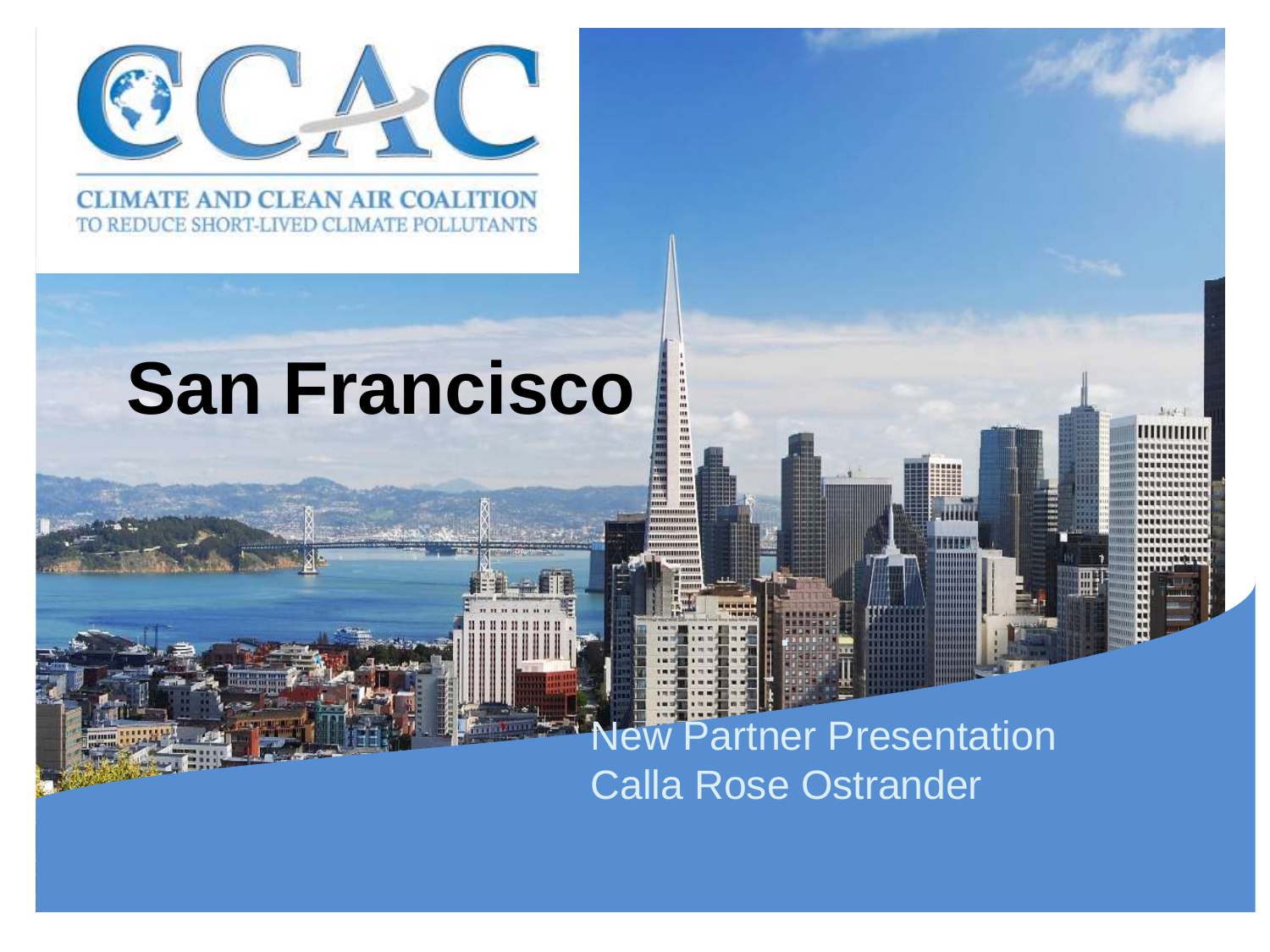CLIMATE AND CLEAN AIR COALITION
TO REDUCE SHORT-LIVED CLIMATE POLLUTANTS

# San Francisco

New Partner Presentation
Calla Rose Ostrander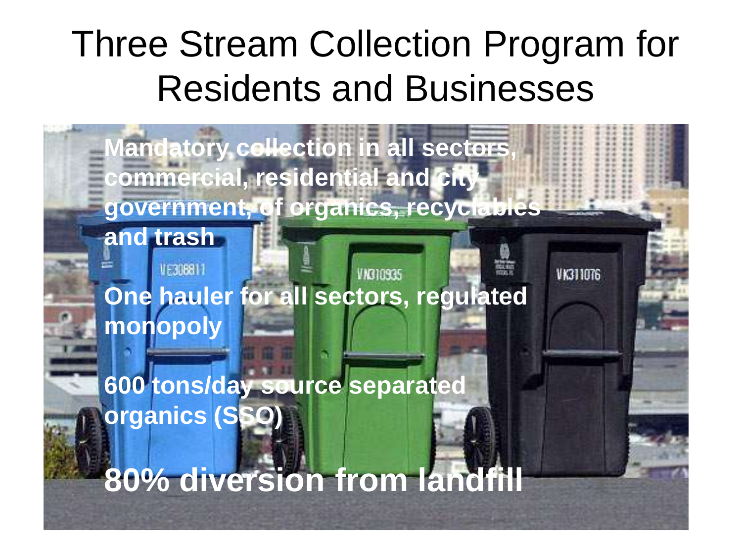# Three Stream Collection Program for Residents and Businesses

**Mandatory collection in all sectors, commercial, residential and city government, of organics, recyclables and trash**

**One hauler for all sectors, regulated monopoly**

**600 tons/day source separated organics (SSO)**

**80% diversion from landfill**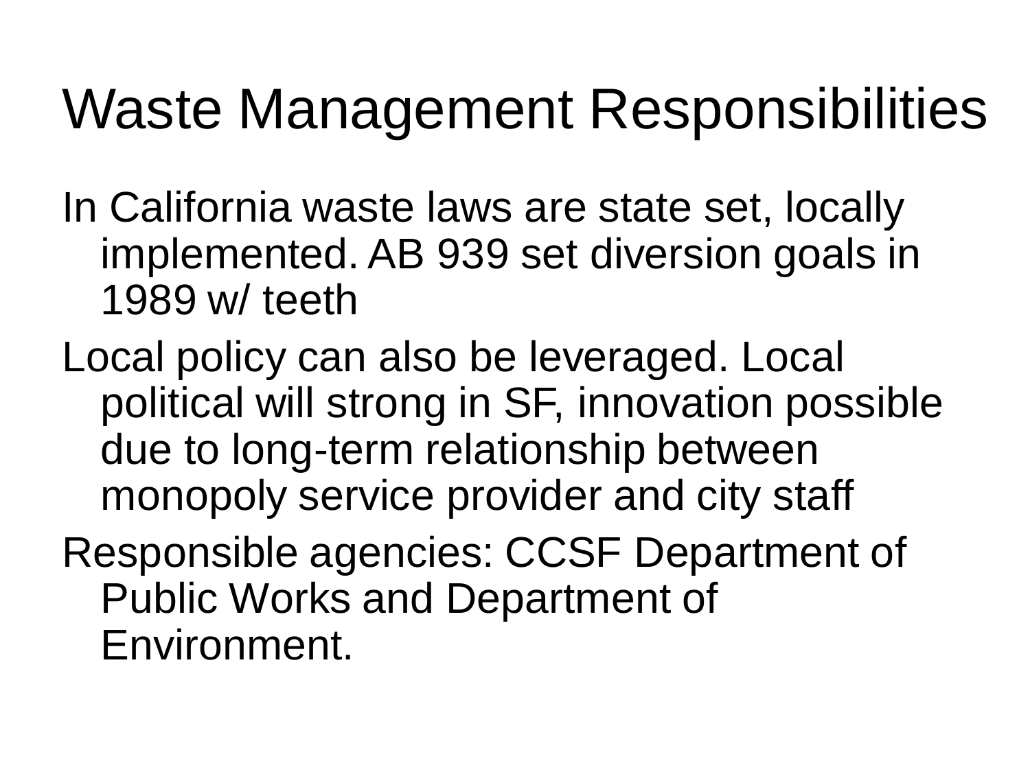# Waste Management Responsibilities

- In California waste laws are state set, locally implemented. AB 939 set diversion goals in 1989 w/ teeth
- Local policy can also be leveraged. Local political will strong in SF, innovation possible due to long-term relationship between monopoly service provider and city staff
- Responsible agencies: CCSF Department of Public Works and Department of Environment.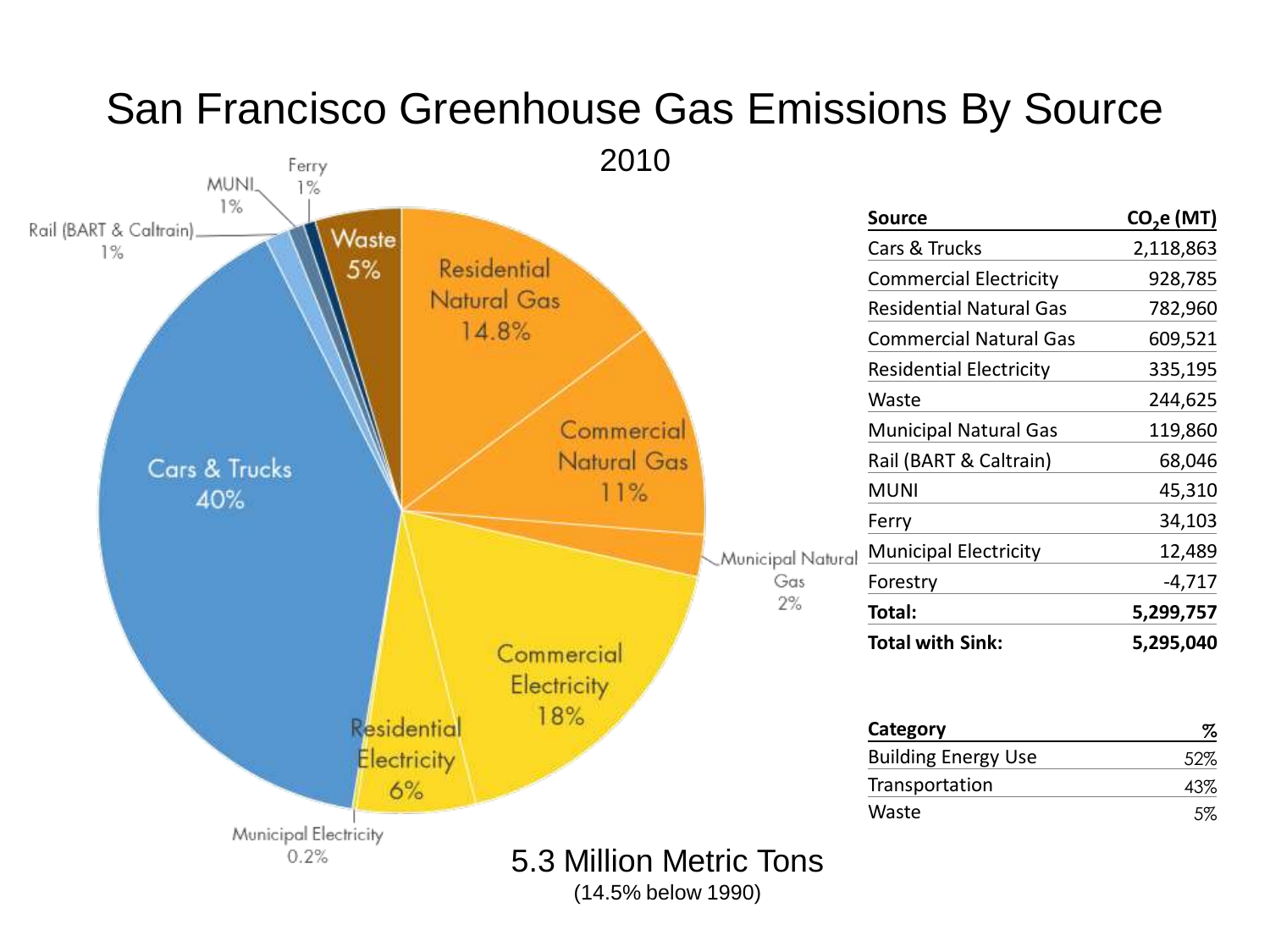# San Francisco Greenhouse Gas Emissions By Source

2010

| Source | $CO_2e$ (MT) |
|---|---|
| Cars & Trucks | 2,118,863 |
| Commercial Electricity | 928,785 |
| Residential Natural Gas | 782,960 |
| Commercial Natural Gas | 609,521 |
| Residential Electricity | 335,195 |
| Waste | 244,625 |
| Municipal Natural Gas | 119,860 |
| Rail (BART & Caltrain) | 68,046 |
| MUNI | 45,310 |
| Ferry | 34,103 |
| Municipal Electricity | 12,489 |
| Forestry | -4,717 |
| **Total:** | **5,299,757** |
| **Total with Sink:** | **5,295,040** |

| Category | % |
|---|---|
| Building Energy Use | 52% |
| Transportation | 43% |
| Waste | 5% |

Cars & Trucks 40%; Commercial Electricity 18%; Residential Natural Gas 14.8%; Commercial Natural Gas 11%; Residential Electricity 6%; Waste 5%; Municipal Natural Gas 2%; Rail (BART & Caltrain) 1%; MUNI 1%; Ferry 1%; Municipal Electricity 0.2%

5.3 Million Metric Tons

(14.5% below 1990)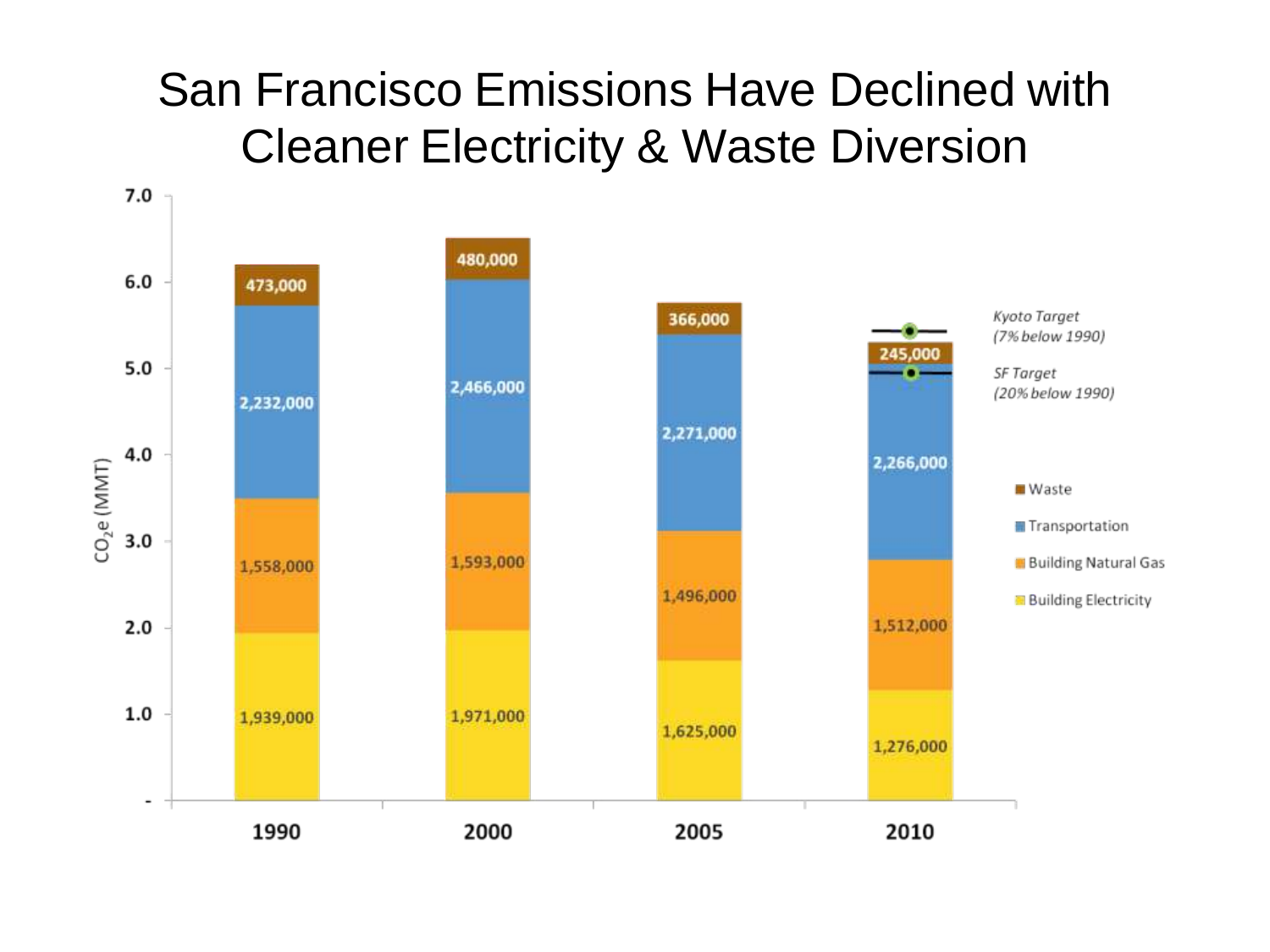# San Francisco Emissions Have Declined with Cleaner Electricity & Waste Diversion

$CO_2e$ (MMT)

| Year | Building Electricity | Building Natural Gas | Transportation | Waste |
|---|---|---|---|---|
| 1990 | 1,939,000 | 1,558,000 | 2,232,000 | 473,000 |
| 2000 | 1,971,000 | 1,593,000 | 2,466,000 | 480,000 |
| 2005 | 1,625,000 | 1,496,000 | 2,271,000 | 366,000 |
| 2010 | 1,276,000 | 1,512,000 | 2,266,000 | 245,000 |

*Kyoto Target (7% below 1990)*

*SF Target (20% below 1990)*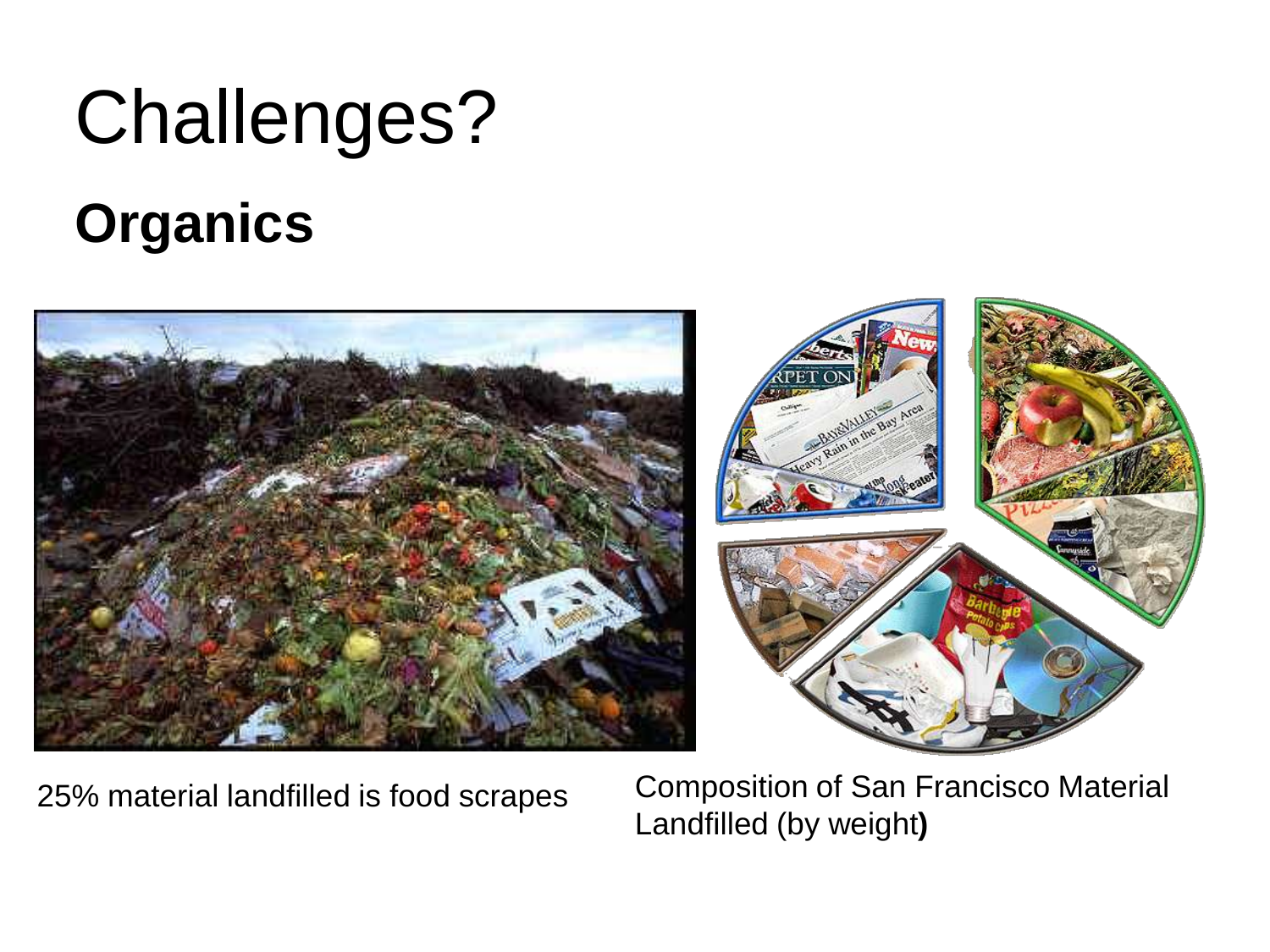# Challenges?

## Organics

25% material landfilled is food scrapes

Composition of San Francisco Material Landfilled (by weight**)**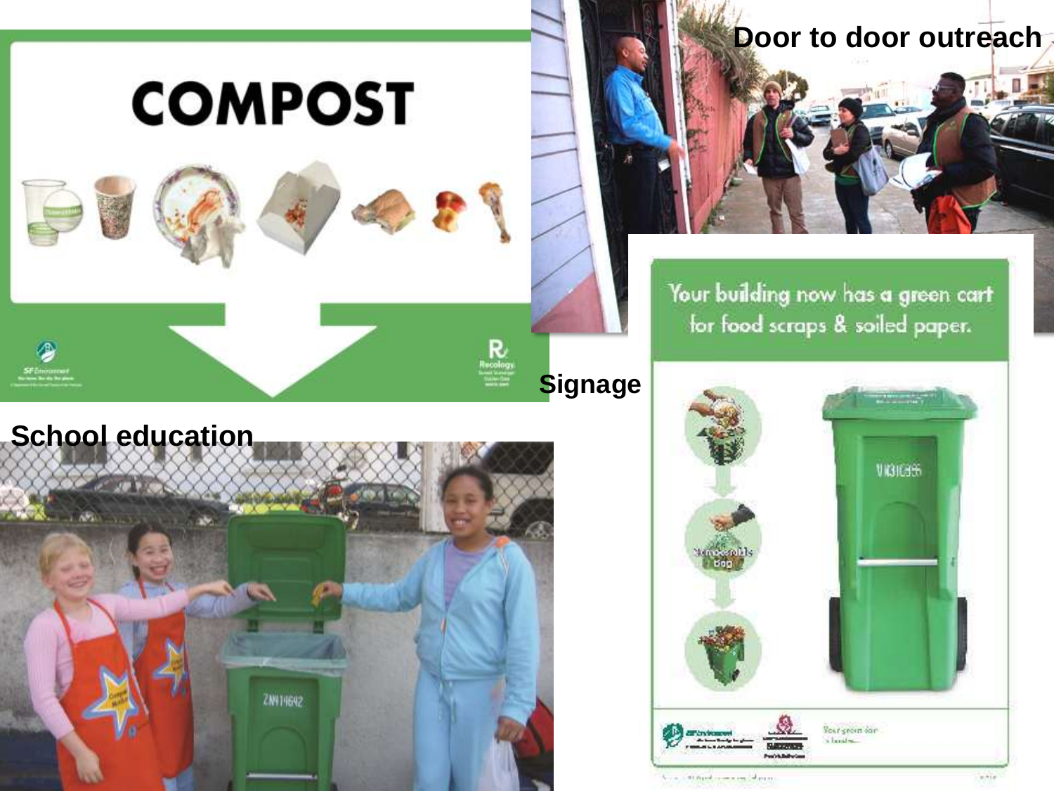Door to door outreach

Signage

School education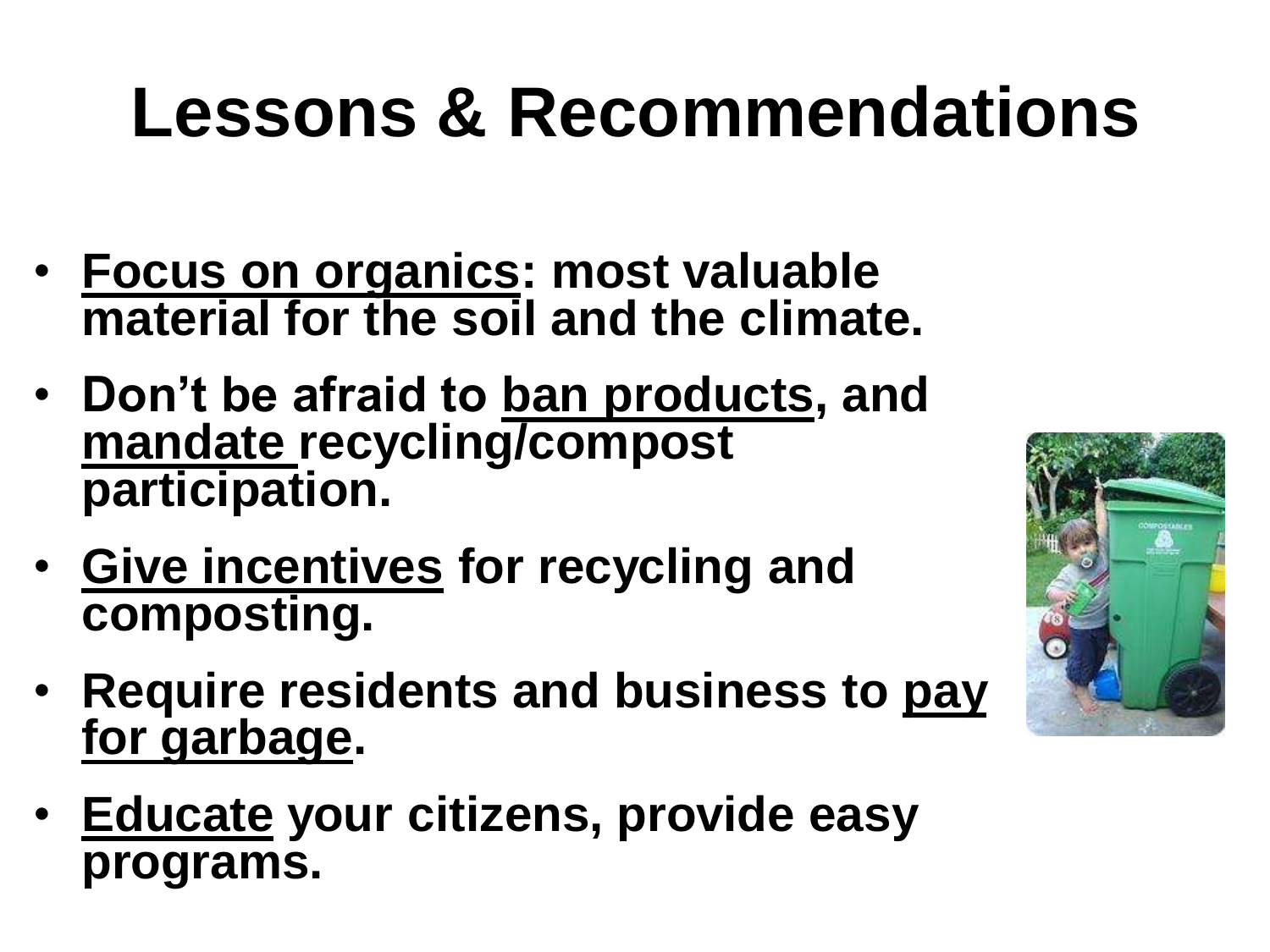# Lessons & Recommendations

- **Focus on organics: most valuable material for the soil and the climate.**
- **Don't be afraid to ban products, and mandate recycling/compost participation.**
- **Give incentives for recycling and composting.**
- **Require residents and business to pay for garbage.**
- **Educate your citizens, provide easy programs.**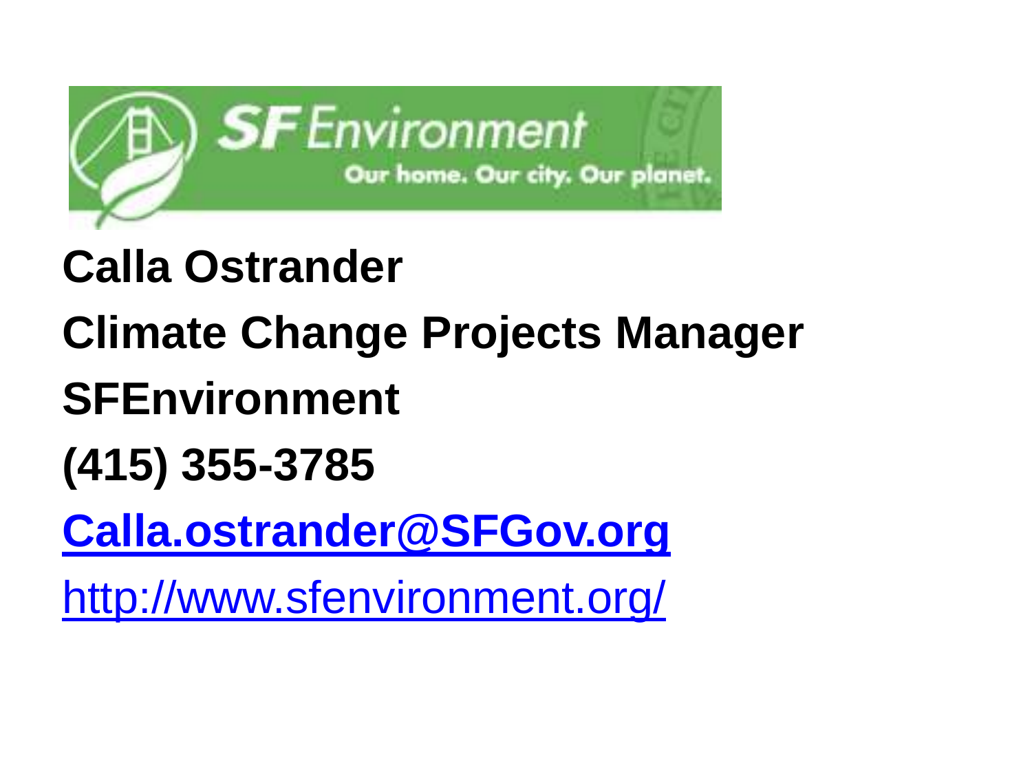SF Environment

Our home. Our city. Our planet.

**Calla Ostrander**

**Climate Change Projects Manager**

**SFEnvironment**

**(415) 355-3785**

**Calla.ostrander@SFGov.org**

http://www.sfenvironment.org/